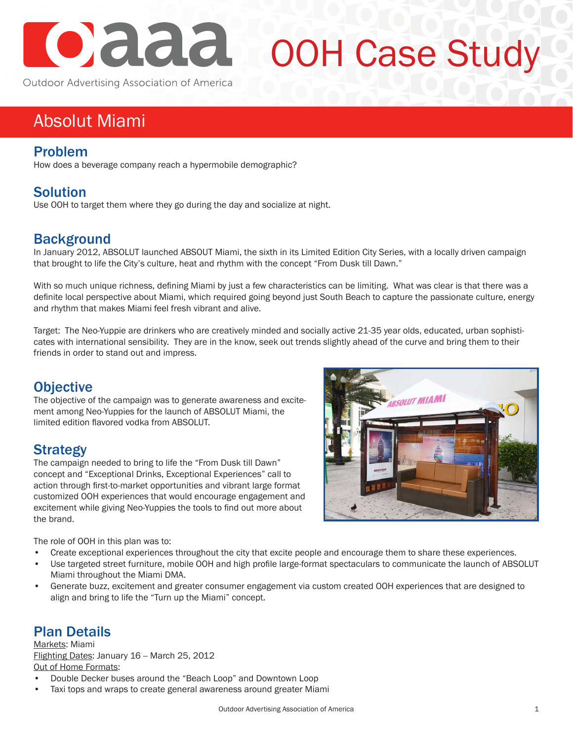# OOH Case Study

Outdoor Advertising Association of America

## Absolut Miami

### Problem

How does a beverage company reach a hypermobile demographic?

### Solution

Use OOH to target them where they go during the day and socialize at night.

### Background

In January 2012, ABSOLUT launched ABSOUT Miami, the sixth in its Limited Edition City Series, with a locally driven campaign that brought to life the City's culture, heat and rhythm with the concept "From Dusk till Dawn."

With so much unique richness, defining Miami by just a few characteristics can be limiting. What was clear is that there was a definite local perspective about Miami, which required going beyond just South Beach to capture the passionate culture, energy and rhythm that makes Miami feel fresh vibrant and alive.

Target: The Neo-Yuppie are drinkers who are creatively minded and socially active 21-35 year olds, educated, urban sophisticates with international sensibility. They are in the know, seek out trends slightly ahead of the curve and bring them to their friends in order to stand out and impress.

### Objective

The objective of the campaign was to generate awareness and excitement among Neo-Yuppies for the launch of ABSOLUT Miami, the limited edition flavored vodka from ABSOLUT.

### Strategy

The campaign needed to bring to life the "From Dusk till Dawn" concept and "Exceptional Drinks, Exceptional Experiences" call to action through first-to-market opportunities and vibrant large format customized OOH experiences that would encourage engagement and excitement while giving Neo-Yuppies the tools to find out more about the brand.

The role of OOH in this plan was to:

- Create exceptional experiences throughout the city that excite people and encourage them to share these experiences.
- Use targeted street furniture, mobile OOH and high profile large-format spectaculars to communicate the launch of ABSOLUT Miami throughout the Miami DMA.
- Generate buzz, excitement and greater consumer engagement via custom created OOH experiences that are designed to align and bring to life the "Turn up the Miami" concept.

### Plan Details

Markets: Miami
Flighting Dates: January 16 – March 25, 2012
Out of Home Formats:

- Double Decker buses around the "Beach Loop" and Downtown Loop
- Taxi tops and wraps to create general awareness around greater Miami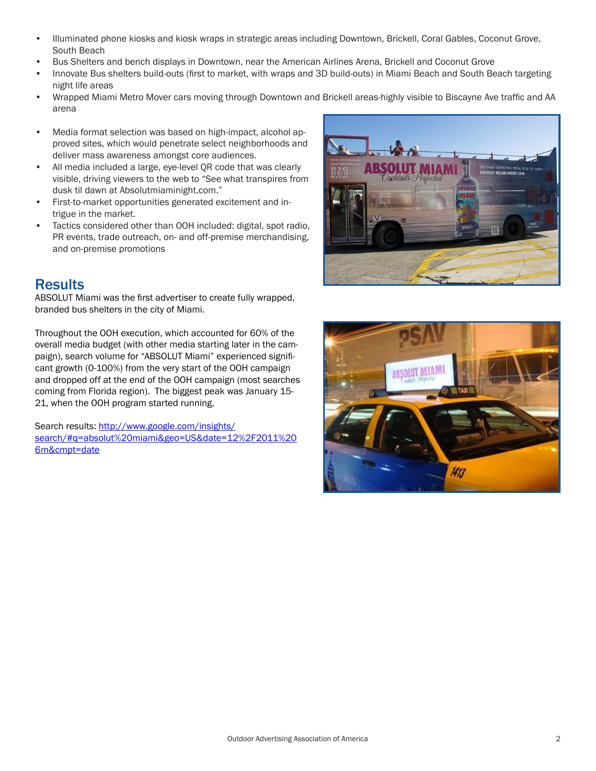- Illuminated phone kiosks and kiosk wraps in strategic areas including Downtown, Brickell, Coral Gables, Coconut Grove, South Beach
- Bus Shelters and bench displays in Downtown, near the American Airlines Arena, Brickell and Coconut Grove
- Innovate Bus shelters build-outs (first to market, with wraps and 3D build-outs) in Miami Beach and South Beach targeting night life areas
- Wrapped Miami Metro Mover cars moving through Downtown and Brickell areas-highly visible to Biscayne Ave traffic and AA arena

- Media format selection was based on high-impact, alcohol approved sites, which would penetrate select neighborhoods and deliver mass awareness amongst core audiences.
- All media included a large, eye-level QR code that was clearly visible, driving viewers to the web to "See what transpires from dusk til dawn at Absolutmiaminight.com."
- First-to-market opportunities generated excitement and intrigue in the market.
- Tactics considered other than OOH included: digital, spot radio, PR events, trade outreach, on- and off-premise merchandising, and on-premise promotions

## Results

ABSOLUT Miami was the first advertiser to create fully wrapped, branded bus shelters in the city of Miami.

Throughout the OOH execution, which accounted for 60% of the overall media budget (with other media starting later in the campaign), search volume for "ABSOLUT Miami" experienced significant growth (0-100%) from the very start of the OOH campaign and dropped off at the end of the OOH campaign (most searches coming from Florida region). The biggest peak was January 15-21, when the OOH program started running.

Search results: [http://www.google.com/insights/search/#q=absolut%20miami&geo=US&date=12%2F2011%206m&cmpt=date](http://www.google.com/insights/search/#q=absolut%20miami&geo=US&date=12%2F2011%206m&cmpt=date)